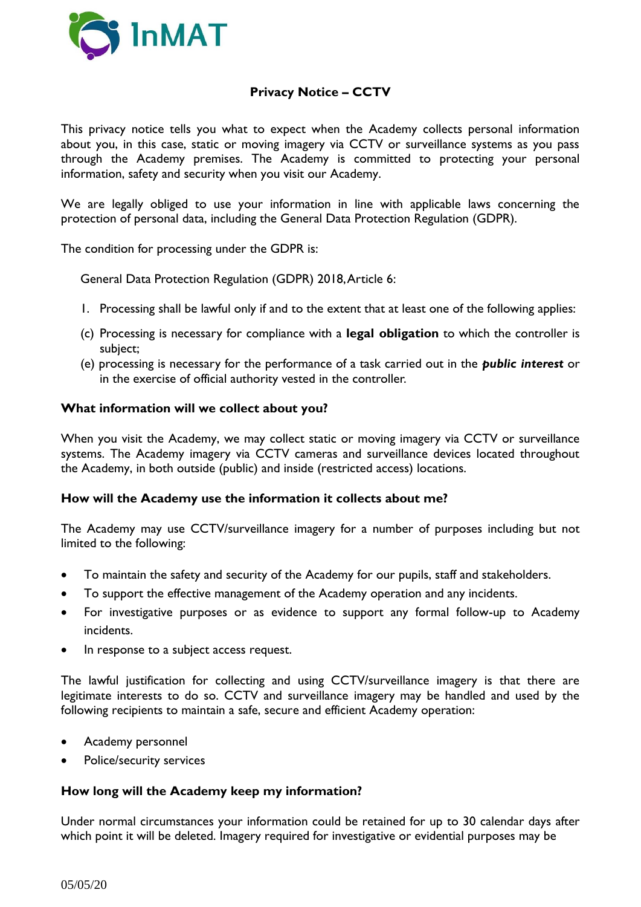InMAT

# Privacy Notice – CCTV

This privacy notice tells you what to expect when the Academy collects personal information about you, in this case, static or moving imagery via CCTV or surveillance systems as you pass through the Academy premises. The Academy is committed to protecting your personal information, safety and security when you visit our Academy.

We are legally obliged to use your information in line with applicable laws concerning the protection of personal data, including the General Data Protection Regulation (GDPR).

The condition for processing under the GDPR is:

General Data Protection Regulation (GDPR) 2018, Article 6:

1. Processing shall be lawful only if and to the extent that at least one of the following applies:

(c) Processing is necessary for compliance with a **legal obligation** to which the controller is subject;

(e) processing is necessary for the performance of a task carried out in the ***public interest*** or in the exercise of official authority vested in the controller.

## What information will we collect about you?

When you visit the Academy, we may collect static or moving imagery via CCTV or surveillance systems. The Academy imagery via CCTV cameras and surveillance devices located throughout the Academy, in both outside (public) and inside (restricted access) locations.

## How will the Academy use the information it collects about me?

The Academy may use CCTV/surveillance imagery for a number of purposes including but not limited to the following:

- To maintain the safety and security of the Academy for our pupils, staff and stakeholders.
- To support the effective management of the Academy operation and any incidents.
- For investigative purposes or as evidence to support any formal follow-up to Academy incidents.
- In response to a subject access request.

The lawful justification for collecting and using CCTV/surveillance imagery is that there are legitimate interests to do so. CCTV and surveillance imagery may be handled and used by the following recipients to maintain a safe, secure and efficient Academy operation:

- Academy personnel
- Police/security services

## How long will the Academy keep my information?

Under normal circumstances your information could be retained for up to 30 calendar days after which point it will be deleted. Imagery required for investigative or evidential purposes may be

05/05/20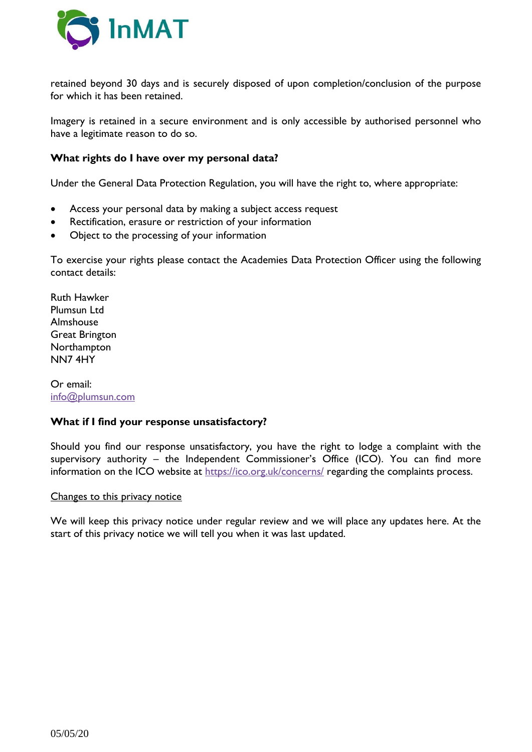retained beyond 30 days and is securely disposed of upon completion/conclusion of the purpose for which it has been retained.

Imagery is retained in a secure environment and is only accessible by authorised personnel who have a legitimate reason to do so.

**What rights do I have over my personal data?**

Under the General Data Protection Regulation, you will have the right to, where appropriate:

- Access your personal data by making a subject access request
- Rectification, erasure or restriction of your information
- Object to the processing of your information

To exercise your rights please contact the Academies Data Protection Officer using the following contact details:

Ruth Hawker
Plumsun Ltd
Almshouse
Great Brington
Northampton
NN7 4HY

Or email:
info@plumsun.com

**What if I find your response unsatisfactory?**

Should you find our response unsatisfactory, you have the right to lodge a complaint with the supervisory authority – the Independent Commissioner's Office (ICO). You can find more information on the ICO website at https://ico.org.uk/concerns/ regarding the complaints process.

Changes to this privacy notice

We will keep this privacy notice under regular review and we will place any updates here. At the start of this privacy notice we will tell you when it was last updated.

05/05/20